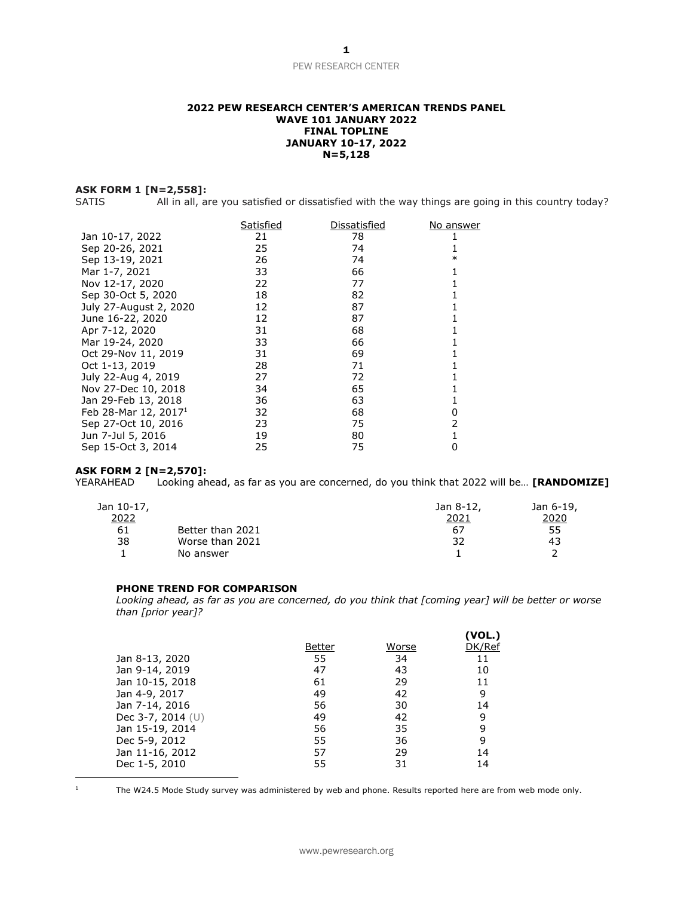**2022 PEW RESEARCH CENTER'S AMERICAN TRENDS PANEL**
**WAVE 101 JANUARY 2022**
**FINAL TOPLINE**
**JANUARY 10-17, 2022**
**N=5,128**

**ASK FORM 1 [N=2,558]:**
SATIS All in all, are you satisfied or dissatisfied with the way things are going in this country today?

| | Satisfied | Dissatisfied | No answer |
|---|---|---|---|
| Jan 10-17, 2022 | 21 | 78 | 1 |
| Sep 20-26, 2021 | 25 | 74 | 1 |
| Sep 13-19, 2021 | 26 | 74 | * |
| Mar 1-7, 2021 | 33 | 66 | 1 |
| Nov 12-17, 2020 | 22 | 77 | 1 |
| Sep 30-Oct 5, 2020 | 18 | 82 | 1 |
| July 27-August 2, 2020 | 12 | 87 | 1 |
| June 16-22, 2020 | 12 | 87 | 1 |
| Apr 7-12, 2020 | 31 | 68 | 1 |
| Mar 19-24, 2020 | 33 | 66 | 1 |
| Oct 29-Nov 11, 2019 | 31 | 69 | 1 |
| Oct 1-13, 2019 | 28 | 71 | 1 |
| July 22-Aug 4, 2019 | 27 | 72 | 1 |
| Nov 27-Dec 10, 2018 | 34 | 65 | 1 |
| Jan 29-Feb 13, 2018 | 36 | 63 | 1 |
| Feb 28-Mar 12, 2017[1] | 32 | 68 | 0 |
| Sep 27-Oct 10, 2016 | 23 | 75 | 2 |
| Jun 7-Jul 5, 2016 | 19 | 80 | 1 |
| Sep 15-Oct 3, 2014 | 25 | 75 | 0 |

**ASK FORM 2 [N=2,570]:**
YEARAHEAD Looking ahead, as far as you are concerned, do you think that 2022 will be… **[RANDOMIZE]**

| Jan 10-17, 2022 | | Jan 8-12, 2021 | Jan 6-19, 2020 |
|---|---|---|---|
| 61 | Better than 2021 | 67 | 55 |
| 38 | Worse than 2021 | 32 | 43 |
| 1 | No answer | 1 | 2 |

**PHONE TREND FOR COMPARISON**
*Looking ahead, as far as you are concerned, do you think that [coming year] will be better or worse than [prior year]?*

| | Better | Worse | (VOL.) DK/Ref |
|---|---|---|---|
| Jan 8-13, 2020 | 55 | 34 | 11 |
| Jan 9-14, 2019 | 47 | 43 | 10 |
| Jan 10-15, 2018 | 61 | 29 | 11 |
| Jan 4-9, 2017 | 49 | 42 | 9 |
| Jan 7-14, 2016 | 56 | 30 | 14 |
| Dec 3-7, 2014 (U) | 49 | 42 | 9 |
| Jan 15-19, 2014 | 56 | 35 | 9 |
| Dec 5-9, 2012 | 55 | 36 | 9 |
| Jan 11-16, 2012 | 57 | 29 | 14 |
| Dec 1-5, 2010 | 55 | 31 | 14 |

[1] The W24.5 Mode Study survey was administered by web and phone. Results reported here are from web mode only.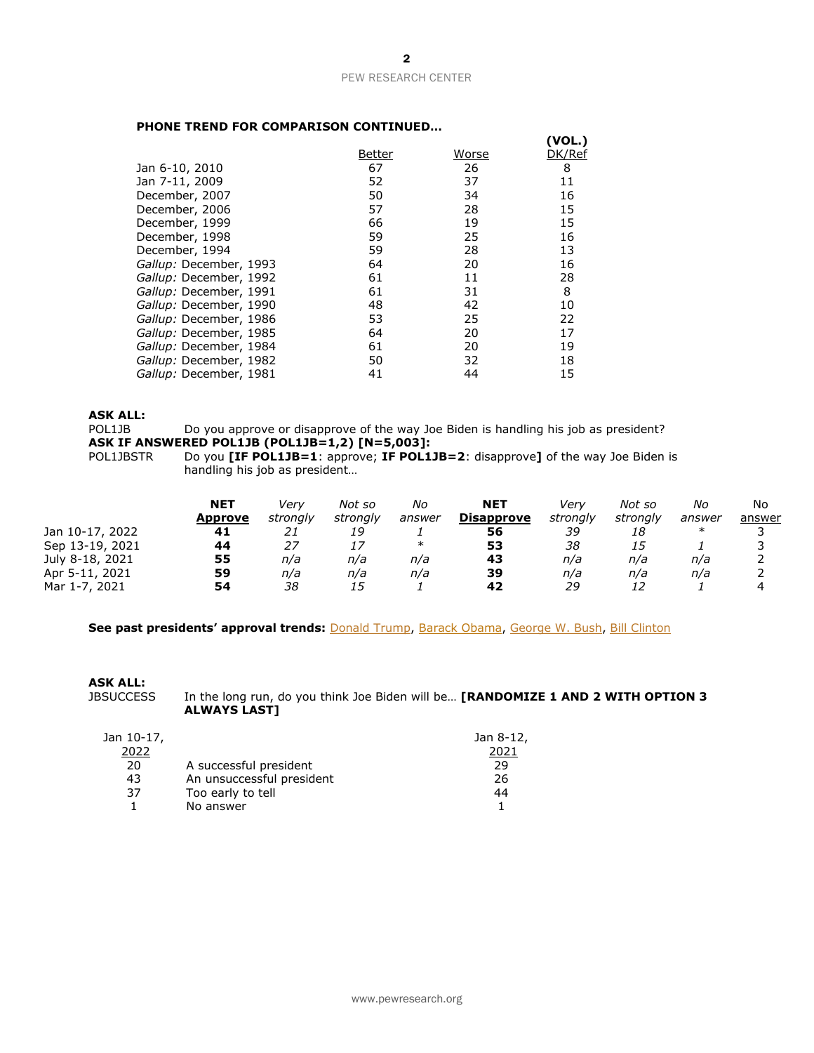**PHONE TREND FOR COMPARISON CONTINUED…**

| | Better | Worse | (VOL.) DK/Ref |
|---|---|---|---|
| Jan 6-10, 2010 | 67 | 26 | 8 |
| Jan 7-11, 2009 | 52 | 37 | 11 |
| December, 2007 | 50 | 34 | 16 |
| December, 2006 | 57 | 28 | 15 |
| December, 1999 | 66 | 19 | 15 |
| December, 1998 | 59 | 25 | 16 |
| December, 1994 | 59 | 28 | 13 |
| *Gallup:* December, 1993 | 64 | 20 | 16 |
| *Gallup:* December, 1992 | 61 | 11 | 28 |
| *Gallup:* December, 1991 | 61 | 31 | 8 |
| *Gallup:* December, 1990 | 48 | 42 | 10 |
| *Gallup:* December, 1986 | 53 | 25 | 22 |
| *Gallup:* December, 1985 | 64 | 20 | 17 |
| *Gallup:* December, 1984 | 61 | 20 | 19 |
| *Gallup:* December, 1982 | 50 | 32 | 18 |
| *Gallup:* December, 1981 | 41 | 44 | 15 |

**ASK ALL:**
POL1JB Do you approve or disapprove of the way Joe Biden is handling his job as president?
**ASK IF ANSWERED POL1JB (POL1JB=1,2) [N=5,003]:**
POL1JBSTR Do you **[IF POL1JB=1**: approve; **IF POL1JB=2**: disapprove**]** of the way Joe Biden is handling his job as president…

| | **NET Approve** | *Very strongly* | *Not so strongly* | *No answer* | **NET Disapprove** | *Very strongly* | *Not so strongly* | *No answer* | No answer |
|---|---|---|---|---|---|---|---|---|---|
| Jan 10-17, 2022 | **41** | *21* | *19* | *1* | **56** | *39* | *18* | * | 3 |
| Sep 13-19, 2021 | **44** | *27* | *17* | * | **53** | *38* | *15* | *1* | 3 |
| July 8-18, 2021 | **55** | *n/a* | *n/a* | *n/a* | **43** | *n/a* | *n/a* | *n/a* | 2 |
| Apr 5-11, 2021 | **59** | *n/a* | *n/a* | *n/a* | **39** | *n/a* | *n/a* | *n/a* | 2 |
| Mar 1-7, 2021 | **54** | *38* | *15* | *1* | **42** | *29* | *12* | *1* | 4 |

**See past presidents' approval trends:** Donald Trump, Barack Obama, George W. Bush, Bill Clinton

**ASK ALL:**
JBSUCCESS In the long run, do you think Joe Biden will be… **[RANDOMIZE 1 AND 2 WITH OPTION 3 ALWAYS LAST]**

| Jan 10-17, 2022 | | Jan 8-12, 2021 |
|---|---|---|
| 20 | A successful president | 29 |
| 43 | An unsuccessful president | 26 |
| 37 | Too early to tell | 44 |
| 1 | No answer | 1 |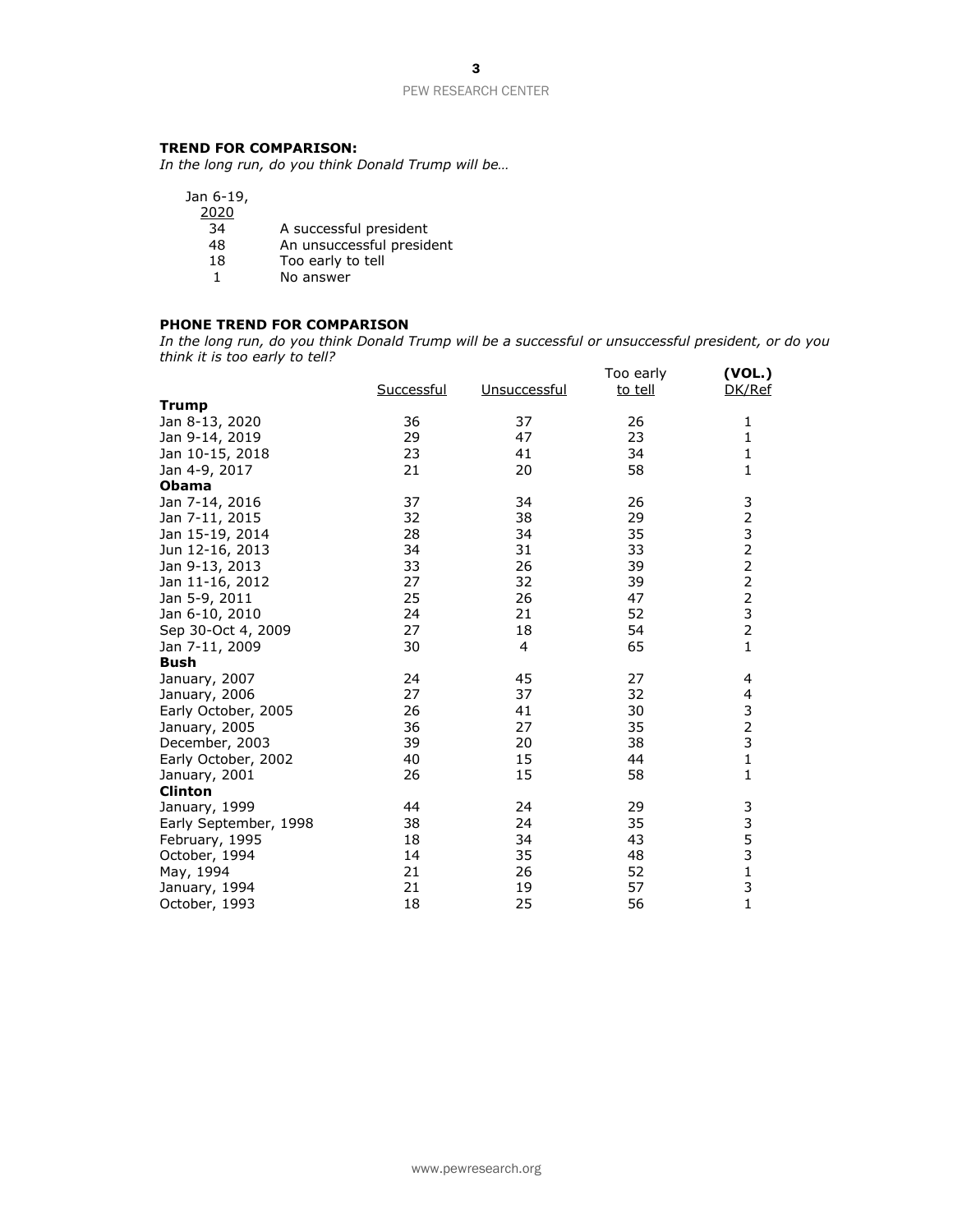**TREND FOR COMPARISON:**

*In the long run, do you think Donald Trump will be…*

| Jan 6-19, 2020 | |
|---|---|
| 34 | A successful president |
| 48 | An unsuccessful president |
| 18 | Too early to tell |
| 1 | No answer |

**PHONE TREND FOR COMPARISON**

*In the long run, do you think Donald Trump will be a successful or unsuccessful president, or do you think it is too early to tell?*

| | Successful | Unsuccessful | Too early to tell | (VOL.) DK/Ref |
|---|---|---|---|---|
| **Trump** | | | | |
| Jan 8-13, 2020 | 36 | 37 | 26 | 1 |
| Jan 9-14, 2019 | 29 | 47 | 23 | 1 |
| Jan 10-15, 2018 | 23 | 41 | 34 | 1 |
| Jan 4-9, 2017 | 21 | 20 | 58 | 1 |
| **Obama** | | | | |
| Jan 7-14, 2016 | 37 | 34 | 26 | 3 |
| Jan 7-11, 2015 | 32 | 38 | 29 | 2 |
| Jan 15-19, 2014 | 28 | 34 | 35 | 3 |
| Jun 12-16, 2013 | 34 | 31 | 33 | 2 |
| Jan 9-13, 2013 | 33 | 26 | 39 | 2 |
| Jan 11-16, 2012 | 27 | 32 | 39 | 2 |
| Jan 5-9, 2011 | 25 | 26 | 47 | 2 |
| Jan 6-10, 2010 | 24 | 21 | 52 | 3 |
| Sep 30-Oct 4, 2009 | 27 | 18 | 54 | 2 |
| Jan 7-11, 2009 | 30 | 4 | 65 | 1 |
| **Bush** | | | | |
| January, 2007 | 24 | 45 | 27 | 4 |
| January, 2006 | 27 | 37 | 32 | 4 |
| Early October, 2005 | 26 | 41 | 30 | 3 |
| January, 2005 | 36 | 27 | 35 | 2 |
| December, 2003 | 39 | 20 | 38 | 3 |
| Early October, 2002 | 40 | 15 | 44 | 1 |
| January, 2001 | 26 | 15 | 58 | 1 |
| **Clinton** | | | | |
| January, 1999 | 44 | 24 | 29 | 3 |
| Early September, 1998 | 38 | 24 | 35 | 3 |
| February, 1995 | 18 | 34 | 43 | 5 |
| October, 1994 | 14 | 35 | 48 | 3 |
| May, 1994 | 21 | 26 | 52 | 1 |
| January, 1994 | 21 | 19 | 57 | 3 |
| October, 1993 | 18 | 25 | 56 | 1 |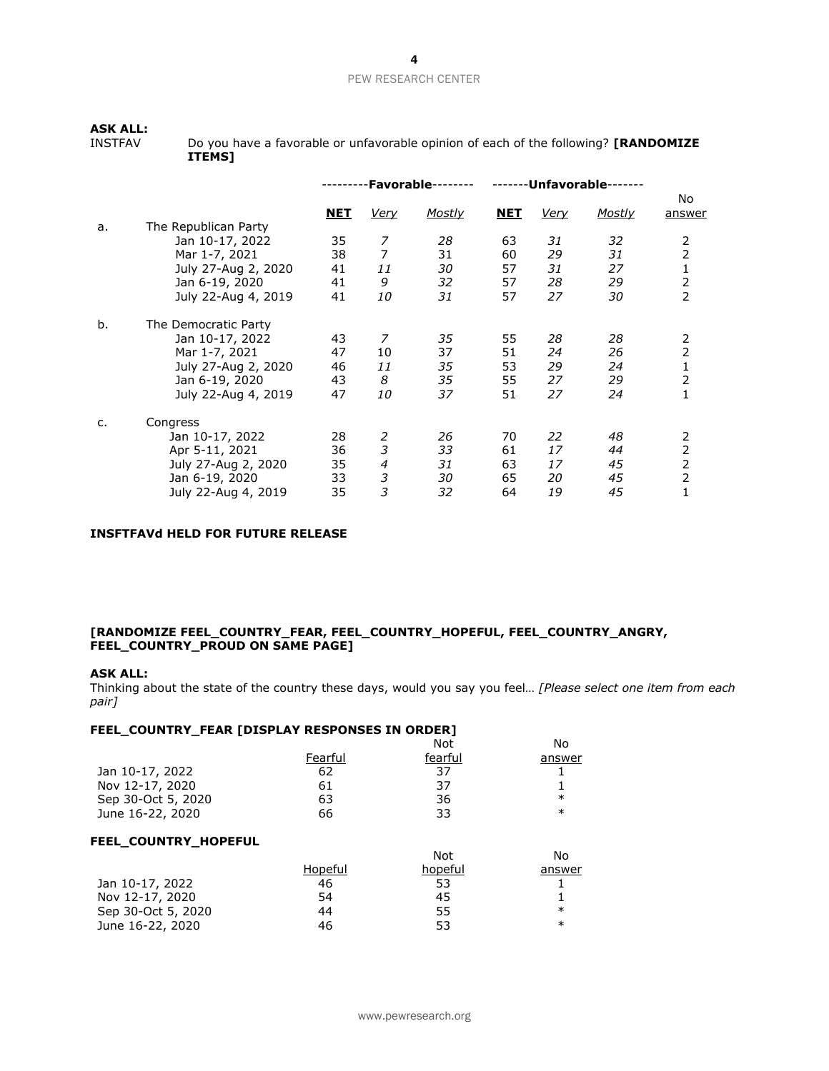**ASK ALL:**

INSTFAV Do you have a favorable or unfavorable opinion of each of the following? **[RANDOMIZE ITEMS]**

| | | ---------Favorable-------- | | | -------Unfavorable------- | | | |
|---|---|---|---|---|---|---|---|---|
| | | **NET** | *Very* | *Mostly* | **NET** | *Very* | *Mostly* | No answer |
| a. | The Republican Party | | | | | | | |
| | Jan 10-17, 2022 | 35 | *7* | *28* | 63 | *31* | *32* | 2 |
| | Mar 1-7, 2021 | 38 | 7 | 31 | 60 | *29* | *31* | 2 |
| | July 27-Aug 2, 2020 | 41 | *11* | *30* | 57 | *31* | *27* | 1 |
| | Jan 6-19, 2020 | 41 | *9* | *32* | 57 | *28* | *29* | 2 |
| | July 22-Aug 4, 2019 | 41 | *10* | *31* | 57 | *27* | *30* | 2 |
| b. | The Democratic Party | | | | | | | |
| | Jan 10-17, 2022 | 43 | *7* | *35* | 55 | *28* | *28* | 2 |
| | Mar 1-7, 2021 | 47 | 10 | 37 | 51 | *24* | *26* | 2 |
| | July 27-Aug 2, 2020 | 46 | *11* | *35* | 53 | *29* | *24* | 1 |
| | Jan 6-19, 2020 | 43 | *8* | *35* | 55 | *27* | *29* | 2 |
| | July 22-Aug 4, 2019 | 47 | *10* | *37* | 51 | *27* | *24* | 1 |
| c. | Congress | | | | | | | |
| | Jan 10-17, 2022 | 28 | *2* | *26* | 70 | *22* | *48* | 2 |
| | Apr 5-11, 2021 | 36 | *3* | *33* | 61 | *17* | *44* | 2 |
| | July 27-Aug 2, 2020 | 35 | *4* | *31* | 63 | *17* | *45* | 2 |
| | Jan 6-19, 2020 | 33 | *3* | *30* | 65 | *20* | *45* | 2 |
| | July 22-Aug 4, 2019 | 35 | *3* | *32* | 64 | *19* | *45* | 1 |

**INSFTFAVd HELD FOR FUTURE RELEASE**

**[RANDOMIZE FEEL_COUNTRY_FEAR, FEEL_COUNTRY_HOPEFUL, FEEL_COUNTRY_ANGRY, FEEL_COUNTRY_PROUD ON SAME PAGE]**

**ASK ALL:**

Thinking about the state of the country these days, would you say you feel… *[Please select one item from each pair]*

**FEEL_COUNTRY_FEAR [DISPLAY RESPONSES IN ORDER]**

| | Fearful | Not fearful | No answer |
|---|---|---|---|
| Jan 10-17, 2022 | 62 | 37 | 1 |
| Nov 12-17, 2020 | 61 | 37 | 1 |
| Sep 30-Oct 5, 2020 | 63 | 36 | * |
| June 16-22, 2020 | 66 | 33 | * |

**FEEL_COUNTRY_HOPEFUL**

| | Hopeful | Not hopeful | No answer |
|---|---|---|---|
| Jan 10-17, 2022 | 46 | 53 | 1 |
| Nov 12-17, 2020 | 54 | 45 | 1 |
| Sep 30-Oct 5, 2020 | 44 | 55 | * |
| June 16-22, 2020 | 46 | 53 | * |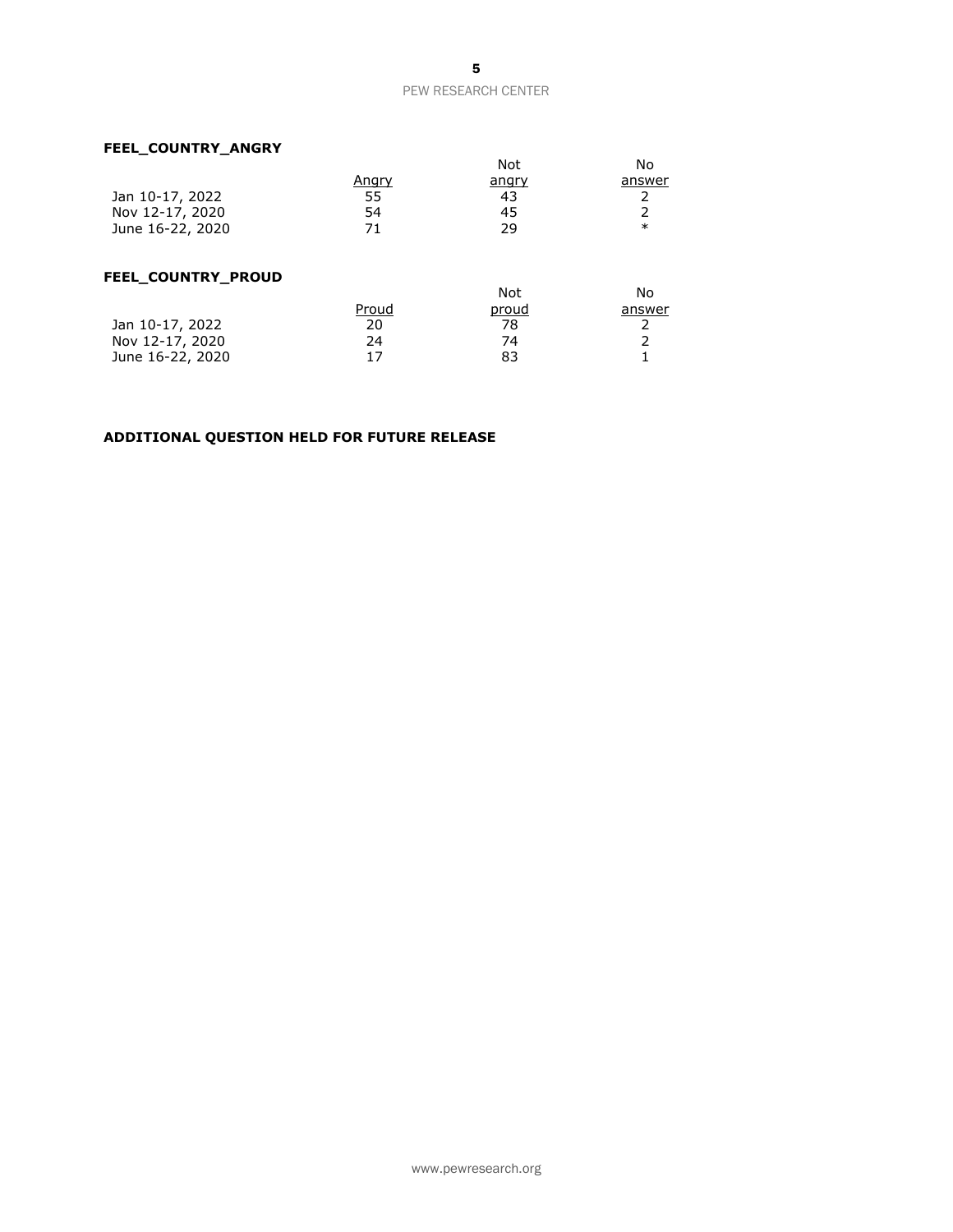**FEEL_COUNTRY_ANGRY**

| | Angry | Not angry | No answer |
|---|---|---|---|
| Jan 10-17, 2022 | 55 | 43 | 2 |
| Nov 12-17, 2020 | 54 | 45 | 2 |
| June 16-22, 2020 | 71 | 29 | * |

**FEEL_COUNTRY_PROUD**

| | Proud | Not proud | No answer |
|---|---|---|---|
| Jan 10-17, 2022 | 20 | 78 | 2 |
| Nov 12-17, 2020 | 24 | 74 | 2 |
| June 16-22, 2020 | 17 | 83 | 1 |

**ADDITIONAL QUESTION HELD FOR FUTURE RELEASE**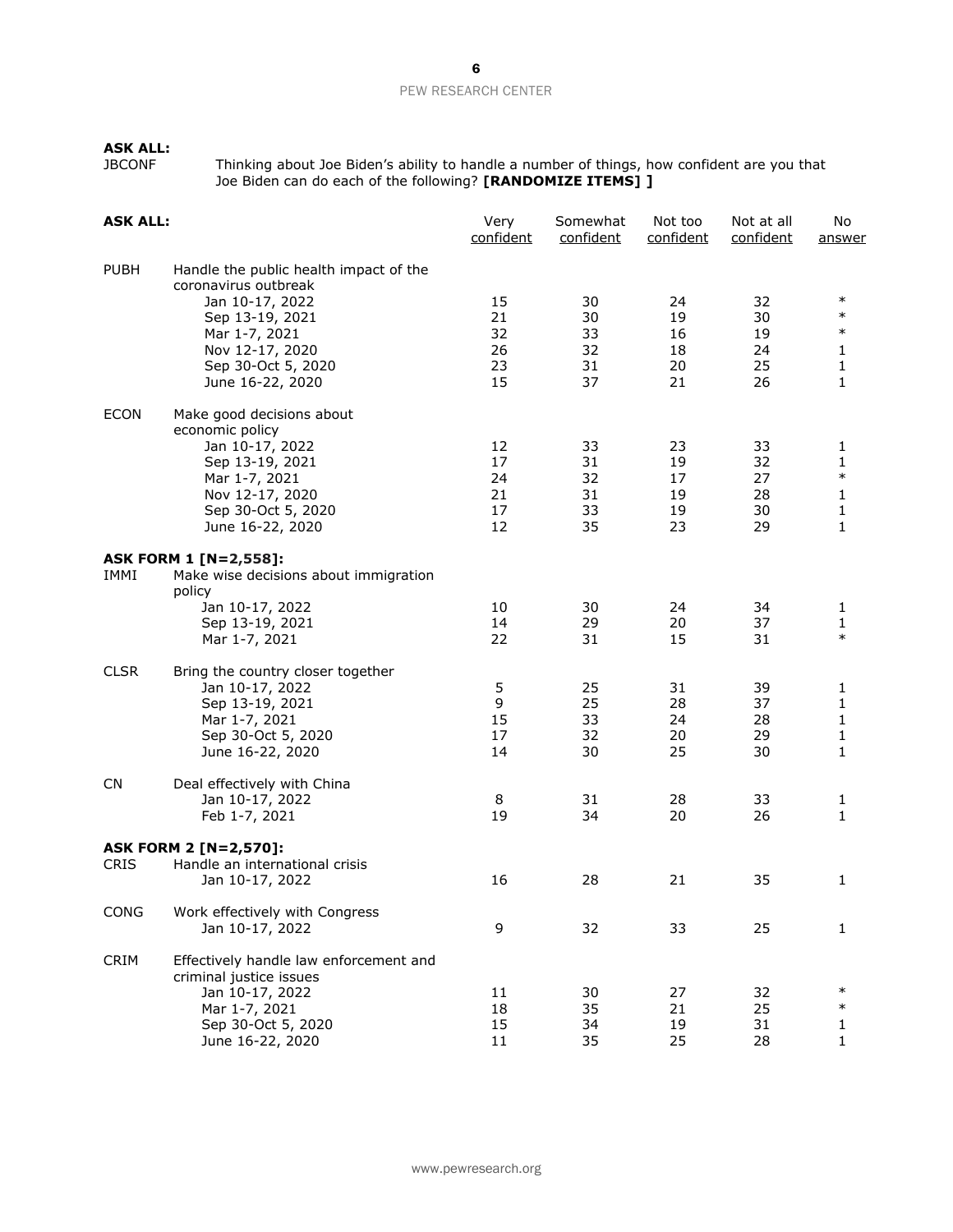**ASK ALL:**

JBCONF Thinking about Joe Biden's ability to handle a number of things, how confident are you that Joe Biden can do each of the following? **[RANDOMIZE ITEMS] ]**

| **ASK ALL:** | | Very confident | Somewhat confident | Not too confident | Not at all confident | No answer |
|---|---|---|---|---|---|---|
| PUBH | Handle the public health impact of the coronavirus outbreak | | | | | |
| | Jan 10-17, 2022 | 15 | 30 | 24 | 32 | * |
| | Sep 13-19, 2021 | 21 | 30 | 19 | 30 | * |
| | Mar 1-7, 2021 | 32 | 33 | 16 | 19 | * |
| | Nov 12-17, 2020 | 26 | 32 | 18 | 24 | 1 |
| | Sep 30-Oct 5, 2020 | 23 | 31 | 20 | 25 | 1 |
| | June 16-22, 2020 | 15 | 37 | 21 | 26 | 1 |
| ECON | Make good decisions about economic policy | | | | | |
| | Jan 10-17, 2022 | 12 | 33 | 23 | 33 | 1 |
| | Sep 13-19, 2021 | 17 | 31 | 19 | 32 | 1 |
| | Mar 1-7, 2021 | 24 | 32 | 17 | 27 | * |
| | Nov 12-17, 2020 | 21 | 31 | 19 | 28 | 1 |
| | Sep 30-Oct 5, 2020 | 17 | 33 | 19 | 30 | 1 |
| | June 16-22, 2020 | 12 | 35 | 23 | 29 | 1 |
| **ASK FORM 1 [N=2,558]:** | | | | | | |
| IMMI | Make wise decisions about immigration policy | | | | | |
| | Jan 10-17, 2022 | 10 | 30 | 24 | 34 | 1 |
| | Sep 13-19, 2021 | 14 | 29 | 20 | 37 | 1 |
| | Mar 1-7, 2021 | 22 | 31 | 15 | 31 | * |
| CLSR | Bring the country closer together | | | | | |
| | Jan 10-17, 2022 | 5 | 25 | 31 | 39 | 1 |
| | Sep 13-19, 2021 | 9 | 25 | 28 | 37 | 1 |
| | Mar 1-7, 2021 | 15 | 33 | 24 | 28 | 1 |
| | Sep 30-Oct 5, 2020 | 17 | 32 | 20 | 29 | 1 |
| | June 16-22, 2020 | 14 | 30 | 25 | 30 | 1 |
| CN | Deal effectively with China | | | | | |
| | Jan 10-17, 2022 | 8 | 31 | 28 | 33 | 1 |
| | Feb 1-7, 2021 | 19 | 34 | 20 | 26 | 1 |
| **ASK FORM 2 [N=2,570]:** | | | | | | |
| CRIS | Handle an international crisis | | | | | |
| | Jan 10-17, 2022 | 16 | 28 | 21 | 35 | 1 |
| CONG | Work effectively with Congress | | | | | |
| | Jan 10-17, 2022 | 9 | 32 | 33 | 25 | 1 |
| CRIM | Effectively handle law enforcement and criminal justice issues | | | | | |
| | Jan 10-17, 2022 | 11 | 30 | 27 | 32 | * |
| | Mar 1-7, 2021 | 18 | 35 | 21 | 25 | * |
| | Sep 30-Oct 5, 2020 | 15 | 34 | 19 | 31 | 1 |
| | June 16-22, 2020 | 11 | 35 | 25 | 28 | 1 |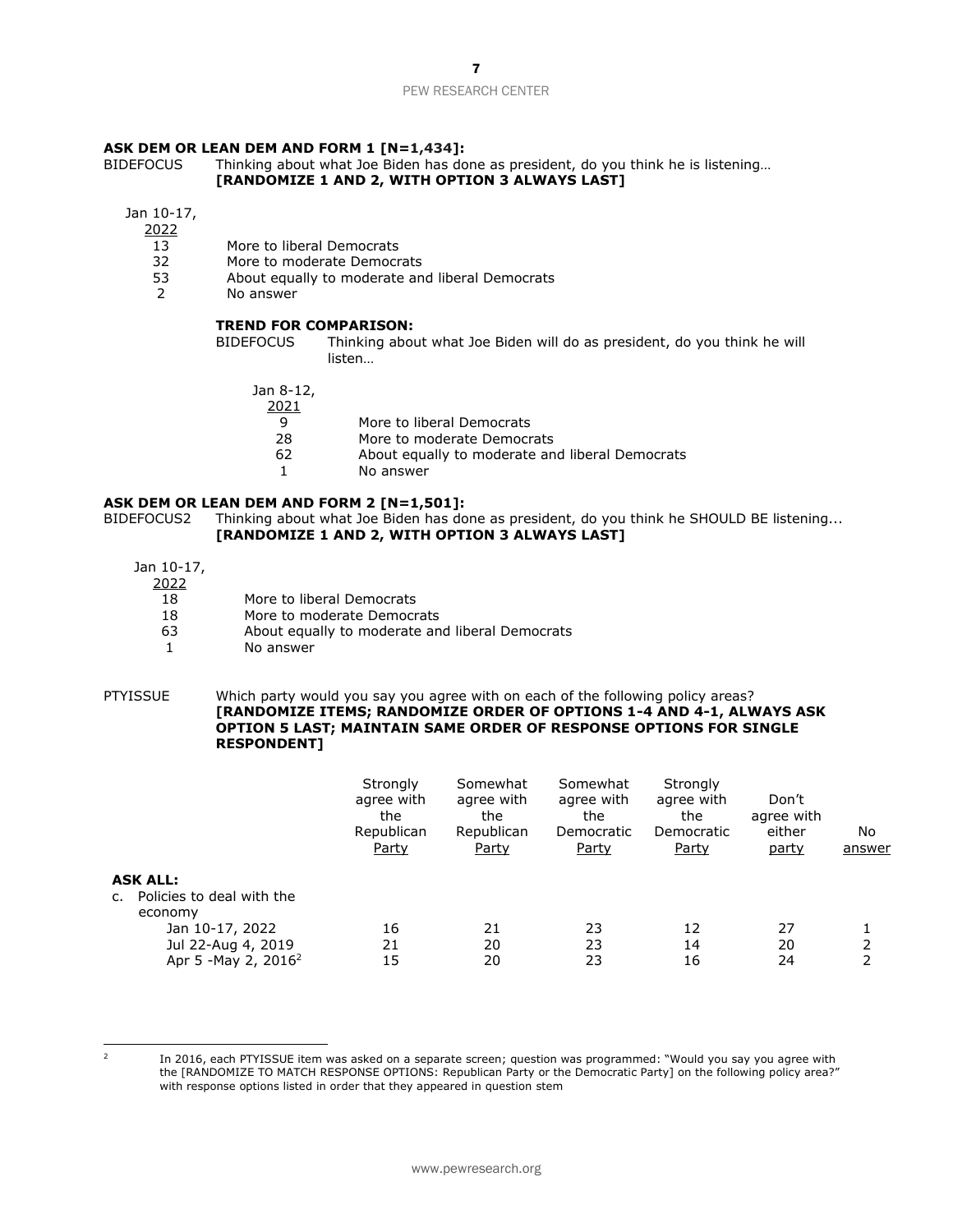**ASK DEM OR LEAN DEM AND FORM 1 [N=1,434]:**

BIDEFOCUS Thinking about what Joe Biden has done as president, do you think he is listening…
**[RANDOMIZE 1 AND 2, WITH OPTION 3 ALWAYS LAST]**

| Jan 10-17, 2022 | |
|---|---|
| 13 | More to liberal Democrats |
| 32 | More to moderate Democrats |
| 53 | About equally to moderate and liberal Democrats |
| 2 | No answer |

**TREND FOR COMPARISON:**

BIDEFOCUS Thinking about what Joe Biden will do as president, do you think he will listen…

| Jan 8-12, 2021 | |
|---|---|
| 9 | More to liberal Democrats |
| 28 | More to moderate Democrats |
| 62 | About equally to moderate and liberal Democrats |
| 1 | No answer |

**ASK DEM OR LEAN DEM AND FORM 2 [N=1,501]:**

BIDEFOCUS2 Thinking about what Joe Biden has done as president, do you think he SHOULD BE listening...
**[RANDOMIZE 1 AND 2, WITH OPTION 3 ALWAYS LAST]**

| Jan 10-17, 2022 | |
|---|---|
| 18 | More to liberal Democrats |
| 18 | More to moderate Democrats |
| 63 | About equally to moderate and liberal Democrats |
| 1 | No answer |

PTYISSUE Which party would you say you agree with on each of the following policy areas?
**[RANDOMIZE ITEMS; RANDOMIZE ORDER OF OPTIONS 1-4 AND 4-1, ALWAYS ASK OPTION 5 LAST; MAINTAIN SAME ORDER OF RESPONSE OPTIONS FOR SINGLE RESPONDENT]**

| | Strongly agree with the Republican Party | Somewhat agree with the Republican Party | Somewhat agree with the Democratic Party | Strongly agree with the Democratic Party | Don't agree with either party | No answer |
|---|---|---|---|---|---|---|
| **ASK ALL:** | | | | | | |
| c. Policies to deal with the economy | | | | | | |
| Jan 10-17, 2022 | 16 | 21 | 23 | 12 | 27 | 1 |
| Jul 22-Aug 4, 2019 | 21 | 20 | 23 | 14 | 20 | 2 |
| Apr 5 -May 2, 2016[2] | 15 | 20 | 23 | 16 | 24 | 2 |

[2] In 2016, each PTYISSUE item was asked on a separate screen; question was programmed: "Would you say you agree with the [RANDOMIZE TO MATCH RESPONSE OPTIONS: Republican Party or the Democratic Party] on the following policy area?" with response options listed in order that they appeared in question stem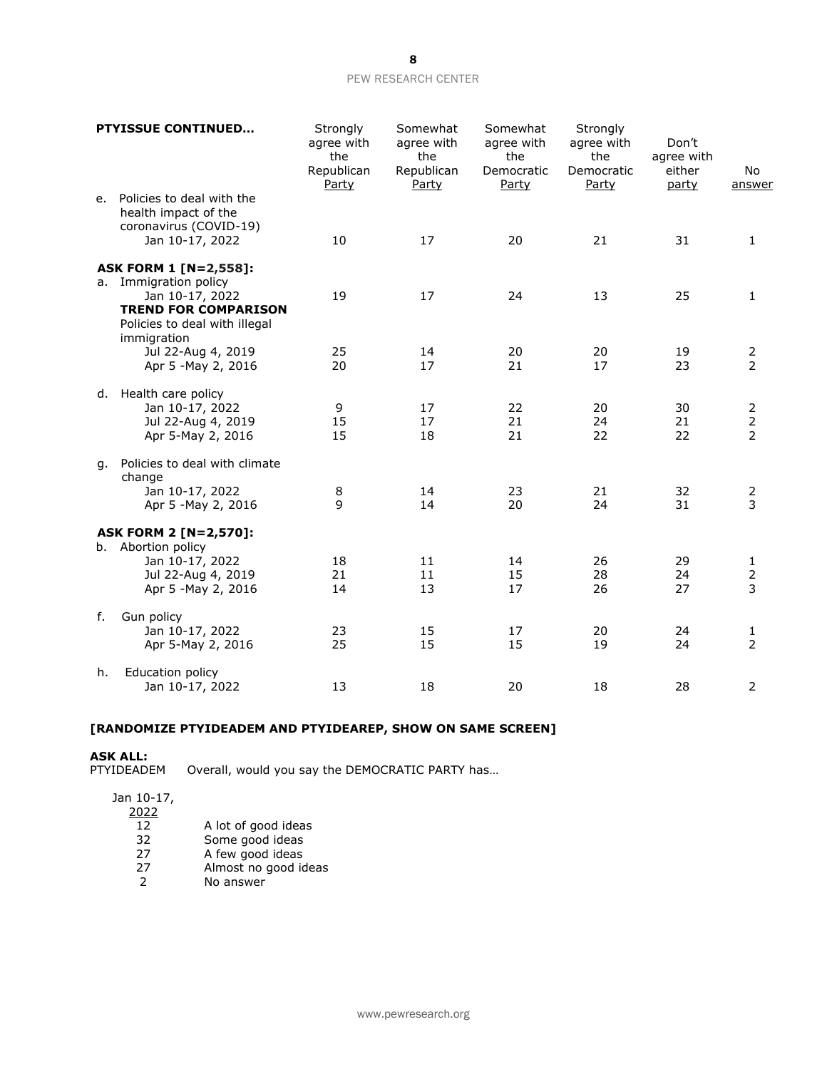| PTYISSUE CONTINUED… | Strongly agree with the Republican Party | Somewhat agree with the Republican Party | Somewhat agree with the Democratic Party | Strongly agree with the Democratic Party | Don't agree with either party | No answer |
|---|---|---|---|---|---|---|
| e. Policies to deal with the health impact of the coronavirus (COVID-19) | | | | | | |
| Jan 10-17, 2022 | 10 | 17 | 20 | 21 | 31 | 1 |
| **ASK FORM 1 [N=2,558]:** | | | | | | |
| a. Immigration policy | | | | | | |
| Jan 10-17, 2022 | 19 | 17 | 24 | 13 | 25 | 1 |
| **TREND FOR COMPARISON** | | | | | | |
| Policies to deal with illegal immigration | | | | | | |
| Jul 22-Aug 4, 2019 | 25 | 14 | 20 | 20 | 19 | 2 |
| Apr 5 -May 2, 2016 | 20 | 17 | 21 | 17 | 23 | 2 |
| d. Health care policy | | | | | | |
| Jan 10-17, 2022 | 9 | 17 | 22 | 20 | 30 | 2 |
| Jul 22-Aug 4, 2019 | 15 | 17 | 21 | 24 | 21 | 2 |
| Apr 5-May 2, 2016 | 15 | 18 | 21 | 22 | 22 | 2 |
| g. Policies to deal with climate change | | | | | | |
| Jan 10-17, 2022 | 8 | 14 | 23 | 21 | 32 | 2 |
| Apr 5 -May 2, 2016 | 9 | 14 | 20 | 24 | 31 | 3 |
| **ASK FORM 2 [N=2,570]:** | | | | | | |
| b. Abortion policy | | | | | | |
| Jan 10-17, 2022 | 18 | 11 | 14 | 26 | 29 | 1 |
| Jul 22-Aug 4, 2019 | 21 | 11 | 15 | 28 | 24 | 2 |
| Apr 5 -May 2, 2016 | 14 | 13 | 17 | 26 | 27 | 3 |
| f. Gun policy | | | | | | |
| Jan 10-17, 2022 | 23 | 15 | 17 | 20 | 24 | 1 |
| Apr 5-May 2, 2016 | 25 | 15 | 15 | 19 | 24 | 2 |
| h. Education policy | | | | | | |
| Jan 10-17, 2022 | 13 | 18 | 20 | 18 | 28 | 2 |

**[RANDOMIZE PTYIDEADEM AND PTYIDEAREP, SHOW ON SAME SCREEN]**

**ASK ALL:**

PTYIDEADEM Overall, would you say the DEMOCRATIC PARTY has…

| Jan 10-17, 2022 | |
|---|---|
| 12 | A lot of good ideas |
| 32 | Some good ideas |
| 27 | A few good ideas |
| 27 | Almost no good ideas |
| 2 | No answer |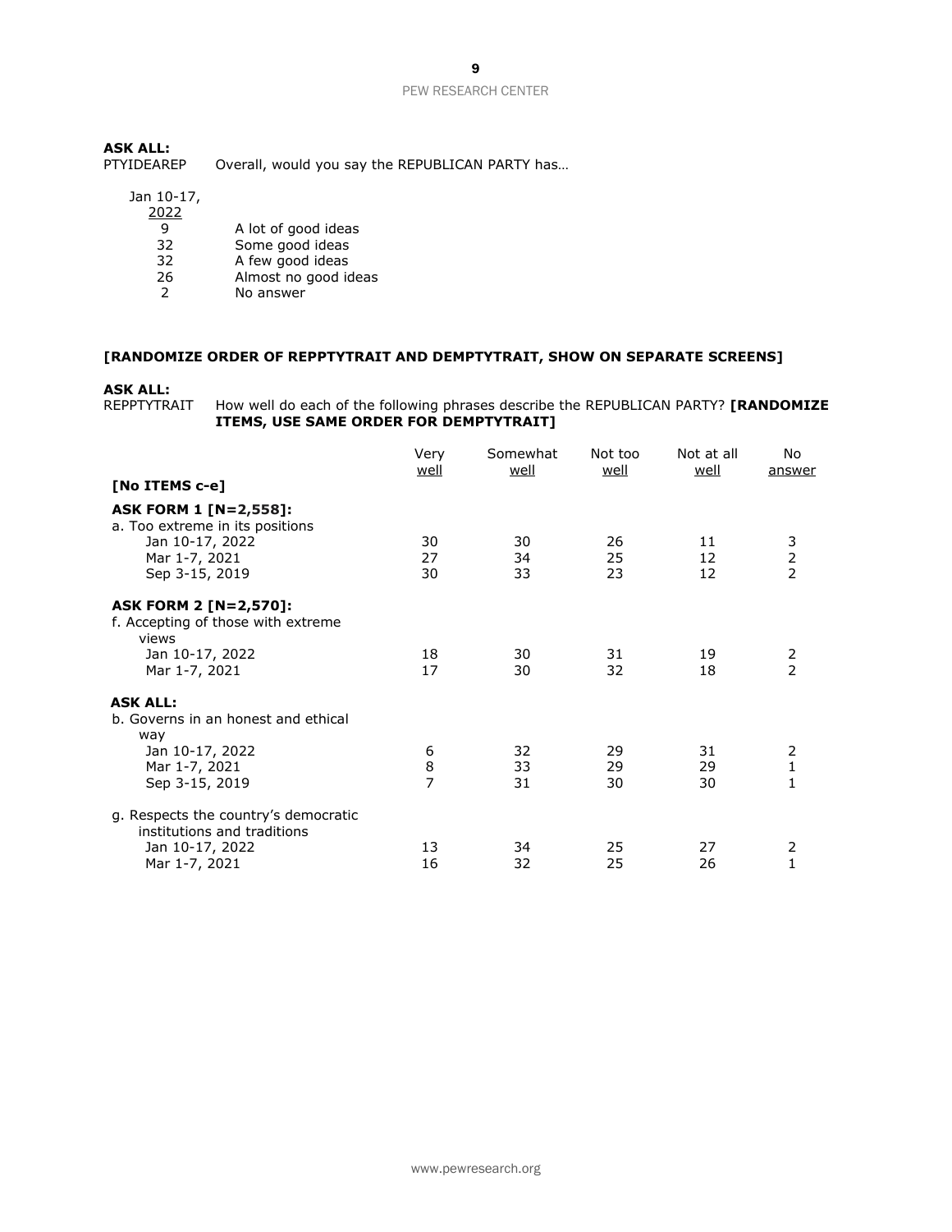**ASK ALL:**

PTYIDEAREP Overall, would you say the REPUBLICAN PARTY has…

| Jan 10-17, 2022 | |
|---|---|
| 9 | A lot of good ideas |
| 32 | Some good ideas |
| 32 | A few good ideas |
| 26 | Almost no good ideas |
| 2 | No answer |

**[RANDOMIZE ORDER OF REPPTYTRAIT AND DEMPTYTRAIT, SHOW ON SEPARATE SCREENS]**

**ASK ALL:**

REPPTYTRAIT How well do each of the following phrases describe the REPUBLICAN PARTY? **[RANDOMIZE ITEMS, USE SAME ORDER FOR DEMPTYTRAIT]**

| **[No ITEMS c-e]** | Very well | Somewhat well | Not too well | Not at all well | No answer |
|---|---|---|---|---|---|
| **ASK FORM 1 [N=2,558]:** | | | | | |
| a. Too extreme in its positions | | | | | |
| Jan 10-17, 2022 | 30 | 30 | 26 | 11 | 3 |
| Mar 1-7, 2021 | 27 | 34 | 25 | 12 | 2 |
| Sep 3-15, 2019 | 30 | 33 | 23 | 12 | 2 |
| **ASK FORM 2 [N=2,570]:** | | | | | |
| f. Accepting of those with extreme views | | | | | |
| Jan 10-17, 2022 | 18 | 30 | 31 | 19 | 2 |
| Mar 1-7, 2021 | 17 | 30 | 32 | 18 | 2 |
| **ASK ALL:** | | | | | |
| b. Governs in an honest and ethical way | | | | | |
| Jan 10-17, 2022 | 6 | 32 | 29 | 31 | 2 |
| Mar 1-7, 2021 | 8 | 33 | 29 | 29 | 1 |
| Sep 3-15, 2019 | 7 | 31 | 30 | 30 | 1 |
| g. Respects the country's democratic institutions and traditions | | | | | |
| Jan 10-17, 2022 | 13 | 34 | 25 | 27 | 2 |
| Mar 1-7, 2021 | 16 | 32 | 25 | 26 | 1 |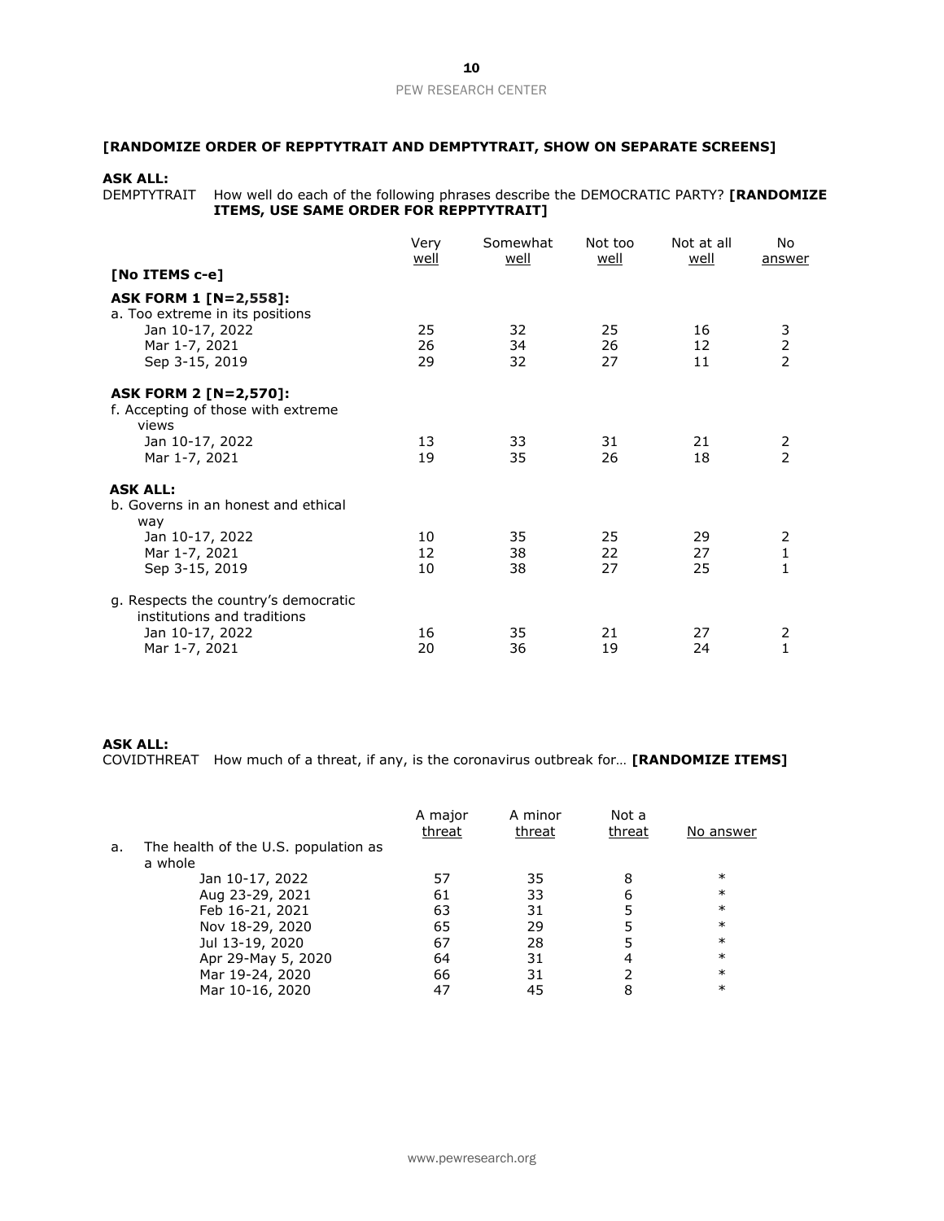**[RANDOMIZE ORDER OF REPPTYTRAIT AND DEMPTYTRAIT, SHOW ON SEPARATE SCREENS]**

**ASK ALL:**
DEMPTYTRAIT How well do each of the following phrases describe the DEMOCRATIC PARTY? **[RANDOMIZE ITEMS, USE SAME ORDER FOR REPPTYTRAIT]**

| | Very well | Somewhat well | Not too well | Not at all well | No answer |
|---|---|---|---|---|---|
| **[No ITEMS c-e]** | | | | | |
| **ASK FORM 1 [N=2,558]:** | | | | | |
| a. Too extreme in its positions | | | | | |
| Jan 10-17, 2022 | 25 | 32 | 25 | 16 | 3 |
| Mar 1-7, 2021 | 26 | 34 | 26 | 12 | 2 |
| Sep 3-15, 2019 | 29 | 32 | 27 | 11 | 2 |
| **ASK FORM 2 [N=2,570]:** | | | | | |
| f. Accepting of those with extreme views | | | | | |
| Jan 10-17, 2022 | 13 | 33 | 31 | 21 | 2 |
| Mar 1-7, 2021 | 19 | 35 | 26 | 18 | 2 |
| **ASK ALL:** | | | | | |
| b. Governs in an honest and ethical way | | | | | |
| Jan 10-17, 2022 | 10 | 35 | 25 | 29 | 2 |
| Mar 1-7, 2021 | 12 | 38 | 22 | 27 | 1 |
| Sep 3-15, 2019 | 10 | 38 | 27 | 25 | 1 |
| g. Respects the country's democratic institutions and traditions | | | | | |
| Jan 10-17, 2022 | 16 | 35 | 21 | 27 | 2 |
| Mar 1-7, 2021 | 20 | 36 | 19 | 24 | 1 |

**ASK ALL:**
COVIDTHREAT How much of a threat, if any, is the coronavirus outbreak for… **[RANDOMIZE ITEMS]**

| | A major threat | A minor threat | Not a threat | No answer |
|---|---|---|---|---|
| a. The health of the U.S. population as a whole | | | | |
| Jan 10-17, 2022 | 57 | 35 | 8 | * |
| Aug 23-29, 2021 | 61 | 33 | 6 | * |
| Feb 16-21, 2021 | 63 | 31 | 5 | * |
| Nov 18-29, 2020 | 65 | 29 | 5 | * |
| Jul 13-19, 2020 | 67 | 28 | 5 | * |
| Apr 29-May 5, 2020 | 64 | 31 | 4 | * |
| Mar 19-24, 2020 | 66 | 31 | 2 | * |
| Mar 10-16, 2020 | 47 | 45 | 8 | * |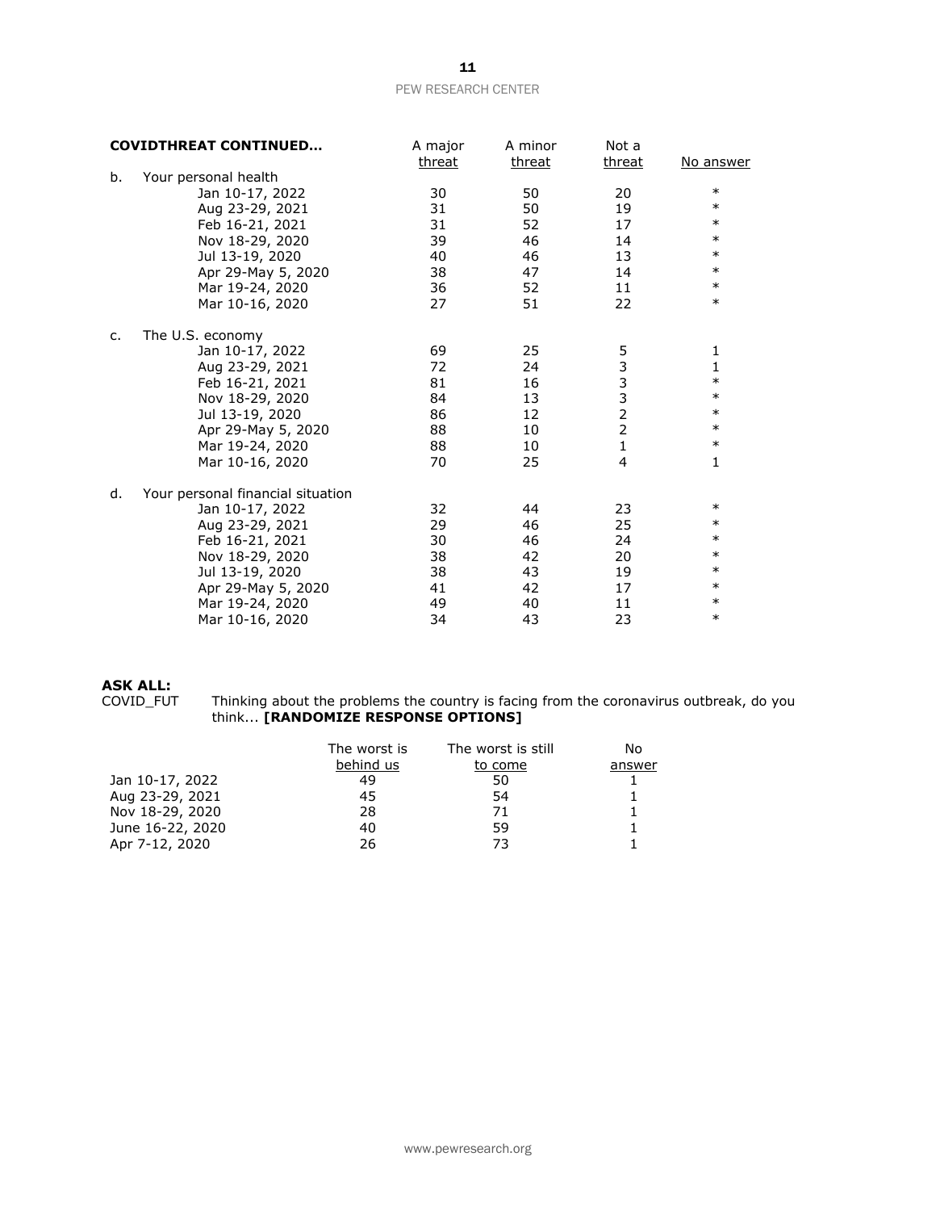| **COVIDTHREAT CONTINUED…** | A major threat | A minor threat | Not a threat | No answer |
|---|---|---|---|---|
| b. Your personal health | | | | |
| Jan 10-17, 2022 | 30 | 50 | 20 | * |
| Aug 23-29, 2021 | 31 | 50 | 19 | * |
| Feb 16-21, 2021 | 31 | 52 | 17 | * |
| Nov 18-29, 2020 | 39 | 46 | 14 | * |
| Jul 13-19, 2020 | 40 | 46 | 13 | * |
| Apr 29-May 5, 2020 | 38 | 47 | 14 | * |
| Mar 19-24, 2020 | 36 | 52 | 11 | * |
| Mar 10-16, 2020 | 27 | 51 | 22 | * |
| c. The U.S. economy | | | | |
| Jan 10-17, 2022 | 69 | 25 | 5 | 1 |
| Aug 23-29, 2021 | 72 | 24 | 3 | 1 |
| Feb 16-21, 2021 | 81 | 16 | 3 | * |
| Nov 18-29, 2020 | 84 | 13 | 3 | * |
| Jul 13-19, 2020 | 86 | 12 | 2 | * |
| Apr 29-May 5, 2020 | 88 | 10 | 2 | * |
| Mar 19-24, 2020 | 88 | 10 | 1 | * |
| Mar 10-16, 2020 | 70 | 25 | 4 | 1 |
| d. Your personal financial situation | | | | |
| Jan 10-17, 2022 | 32 | 44 | 23 | * |
| Aug 23-29, 2021 | 29 | 46 | 25 | * |
| Feb 16-21, 2021 | 30 | 46 | 24 | * |
| Nov 18-29, 2020 | 38 | 42 | 20 | * |
| Jul 13-19, 2020 | 38 | 43 | 19 | * |
| Apr 29-May 5, 2020 | 41 | 42 | 17 | * |
| Mar 19-24, 2020 | 49 | 40 | 11 | * |
| Mar 10-16, 2020 | 34 | 43 | 23 | * |

**ASK ALL:**

COVID_FUT Thinking about the problems the country is facing from the coronavirus outbreak, do you think... **[RANDOMIZE RESPONSE OPTIONS]**

| | The worst is behind us | The worst is still to come | No answer |
|---|---|---|---|
| Jan 10-17, 2022 | 49 | 50 | 1 |
| Aug 23-29, 2021 | 45 | 54 | 1 |
| Nov 18-29, 2020 | 28 | 71 | 1 |
| June 16-22, 2020 | 40 | 59 | 1 |
| Apr 7-12, 2020 | 26 | 73 | 1 |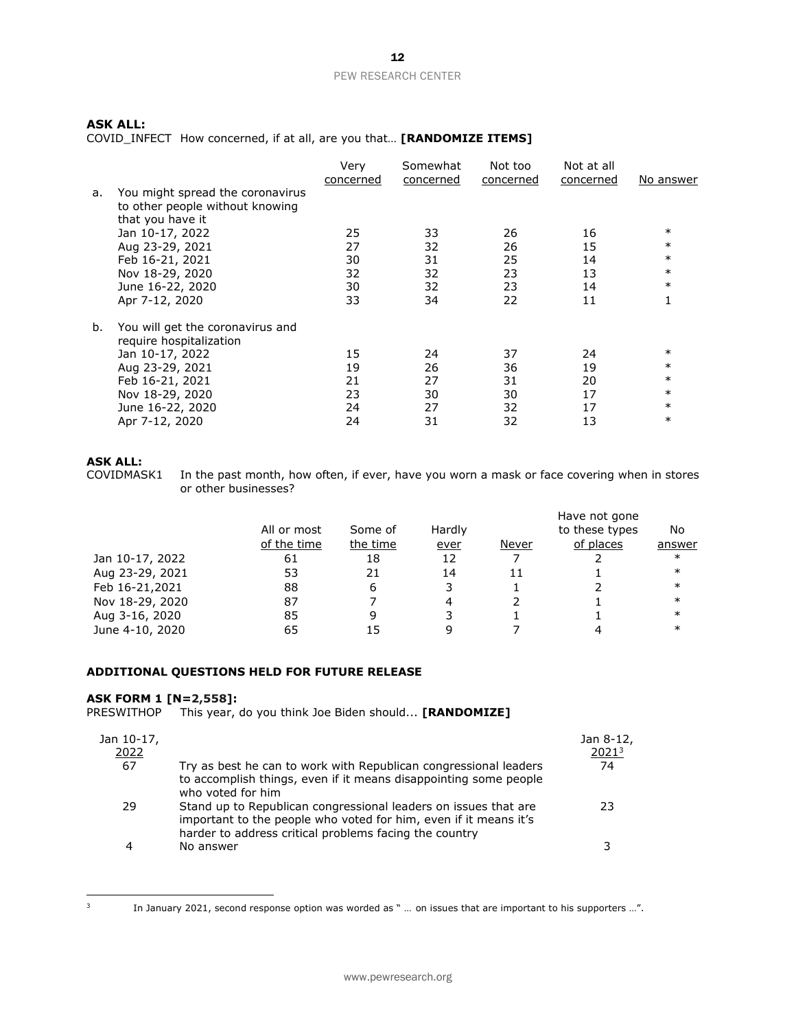**ASK ALL:**
COVID_INFECT How concerned, if at all, are you that… **[RANDOMIZE ITEMS]**

| | Very concerned | Somewhat concerned | Not too concerned | Not at all concerned | No answer |
|---|---|---|---|---|---|
| a. You might spread the coronavirus to other people without knowing that you have it | | | | | |
| Jan 10-17, 2022 | 25 | 33 | 26 | 16 | * |
| Aug 23-29, 2021 | 27 | 32 | 26 | 15 | * |
| Feb 16-21, 2021 | 30 | 31 | 25 | 14 | * |
| Nov 18-29, 2020 | 32 | 32 | 23 | 13 | * |
| June 16-22, 2020 | 30 | 32 | 23 | 14 | * |
| Apr 7-12, 2020 | 33 | 34 | 22 | 11 | 1 |
| b. You will get the coronavirus and require hospitalization | | | | | |
| Jan 10-17, 2022 | 15 | 24 | 37 | 24 | * |
| Aug 23-29, 2021 | 19 | 26 | 36 | 19 | * |
| Feb 16-21, 2021 | 21 | 27 | 31 | 20 | * |
| Nov 18-29, 2020 | 23 | 30 | 30 | 17 | * |
| June 16-22, 2020 | 24 | 27 | 32 | 17 | * |
| Apr 7-12, 2020 | 24 | 31 | 32 | 13 | * |

**ASK ALL:**
COVIDMASK1 In the past month, how often, if ever, have you worn a mask or face covering when in stores or other businesses?

| | All or most of the time | Some of the time | Hardly ever | Never | Have not gone to these types of places | No answer |
|---|---|---|---|---|---|---|
| Jan 10-17, 2022 | 61 | 18 | 12 | 7 | 2 | * |
| Aug 23-29, 2021 | 53 | 21 | 14 | 11 | 1 | * |
| Feb 16-21,2021 | 88 | 6 | 3 | 1 | 2 | * |
| Nov 18-29, 2020 | 87 | 7 | 4 | 2 | 1 | * |
| Aug 3-16, 2020 | 85 | 9 | 3 | 1 | 1 | * |
| June 4-10, 2020 | 65 | 15 | 9 | 7 | 4 | * |

**ADDITIONAL QUESTIONS HELD FOR FUTURE RELEASE**

**ASK FORM 1 [N=2,558]:**
PRESWITHOP This year, do you think Joe Biden should... **[RANDOMIZE]**

| Jan 10-17, 2022 | | Jan 8-12, 2021[3] |
|---|---|---|
| 67 | Try as best he can to work with Republican congressional leaders to accomplish things, even if it means disappointing some people who voted for him | 74 |
| 29 | Stand up to Republican congressional leaders on issues that are important to the people who voted for him, even if it means it's harder to address critical problems facing the country | 23 |
| 4 | No answer | 3 |

[3] In January 2021, second response option was worded as " … on issues that are important to his supporters …".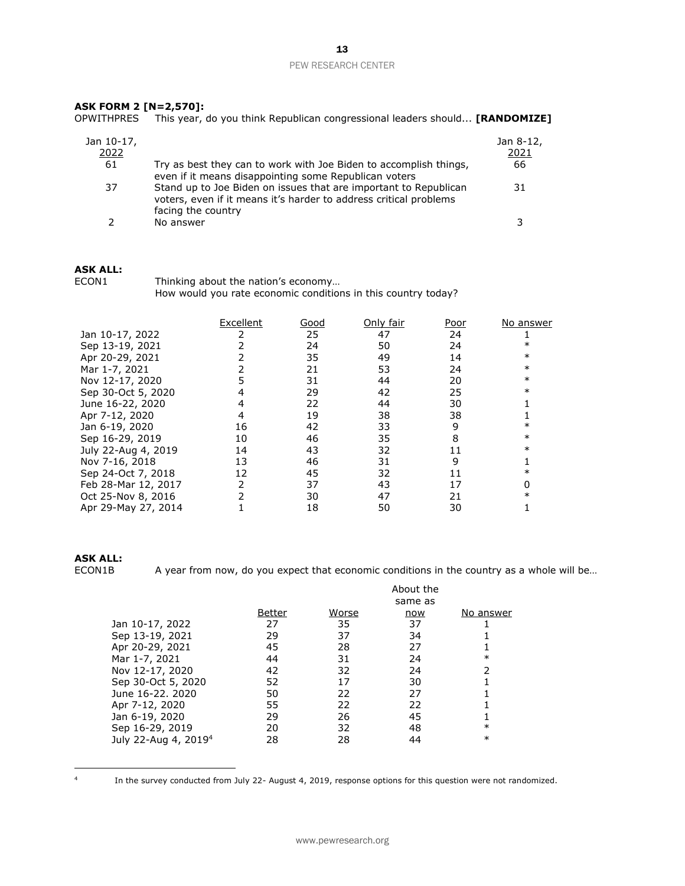**ASK FORM 2 [N=2,570]:**

OPWITHPRES This year, do you think Republican congressional leaders should... **[RANDOMIZE]**

| Jan 10-17, 2022 | | Jan 8-12, 2021 |
|---|---|---|
| 61 | Try as best they can to work with Joe Biden to accomplish things, even if it means disappointing some Republican voters | 66 |
| 37 | Stand up to Joe Biden on issues that are important to Republican voters, even if it means it's harder to address critical problems facing the country | 31 |
| 2 | No answer | 3 |

**ASK ALL:**

ECON1 Thinking about the nation's economy…
How would you rate economic conditions in this country today?

| | Excellent | Good | Only fair | Poor | No answer |
|---|---|---|---|---|---|
| Jan 10-17, 2022 | 2 | 25 | 47 | 24 | 1 |
| Sep 13-19, 2021 | 2 | 24 | 50 | 24 | * |
| Apr 20-29, 2021 | 2 | 35 | 49 | 14 | * |
| Mar 1-7, 2021 | 2 | 21 | 53 | 24 | * |
| Nov 12-17, 2020 | 5 | 31 | 44 | 20 | * |
| Sep 30-Oct 5, 2020 | 4 | 29 | 42 | 25 | * |
| June 16-22, 2020 | 4 | 22 | 44 | 30 | 1 |
| Apr 7-12, 2020 | 4 | 19 | 38 | 38 | 1 |
| Jan 6-19, 2020 | 16 | 42 | 33 | 9 | * |
| Sep 16-29, 2019 | 10 | 46 | 35 | 8 | * |
| July 22-Aug 4, 2019 | 14 | 43 | 32 | 11 | * |
| Nov 7-16, 2018 | 13 | 46 | 31 | 9 | 1 |
| Sep 24-Oct 7, 2018 | 12 | 45 | 32 | 11 | * |
| Feb 28-Mar 12, 2017 | 2 | 37 | 43 | 17 | 0 |
| Oct 25-Nov 8, 2016 | 2 | 30 | 47 | 21 | * |
| Apr 29-May 27, 2014 | 1 | 18 | 50 | 30 | 1 |

**ASK ALL:**

ECON1B A year from now, do you expect that economic conditions in the country as a whole will be…

| | Better | Worse | About the same as now | No answer |
|---|---|---|---|---|
| Jan 10-17, 2022 | 27 | 35 | 37 | 1 |
| Sep 13-19, 2021 | 29 | 37 | 34 | 1 |
| Apr 20-29, 2021 | 45 | 28 | 27 | 1 |
| Mar 1-7, 2021 | 44 | 31 | 24 | * |
| Nov 12-17, 2020 | 42 | 32 | 24 | 2 |
| Sep 30-Oct 5, 2020 | 52 | 17 | 30 | 1 |
| June 16-22. 2020 | 50 | 22 | 27 | 1 |
| Apr 7-12, 2020 | 55 | 22 | 22 | 1 |
| Jan 6-19, 2020 | 29 | 26 | 45 | 1 |
| Sep 16-29, 2019 | 20 | 32 | 48 | * |
| July 22-Aug 4, 2019[4] | 28 | 28 | 44 | * |

[4] In the survey conducted from July 22- August 4, 2019, response options for this question were not randomized.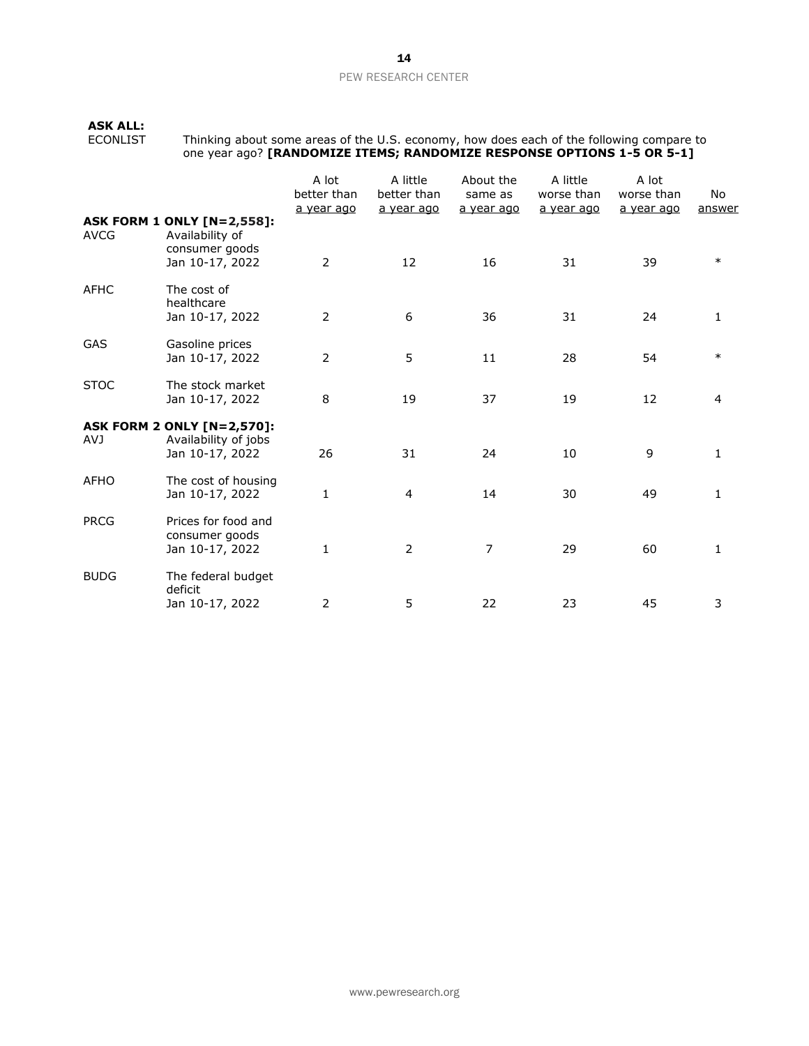**ASK ALL:**

ECONLIST Thinking about some areas of the U.S. economy, how does each of the following compare to one year ago? **[RANDOMIZE ITEMS; RANDOMIZE RESPONSE OPTIONS 1-5 OR 5-1]**

| | | A lot better than a year ago | A little better than a year ago | About the same as a year ago | A little worse than a year ago | A lot worse than a year ago | No answer |
|---|---|---|---|---|---|---|---|
| **ASK FORM 1 ONLY [N=2,558]:** | | | | | | | |
| AVCG | Availability of consumer goods | | | | | | |
| | Jan 10-17, 2022 | 2 | 12 | 16 | 31 | 39 | * |
| AFHC | The cost of healthcare | | | | | | |
| | Jan 10-17, 2022 | 2 | 6 | 36 | 31 | 24 | 1 |
| GAS | Gasoline prices | | | | | | |
| | Jan 10-17, 2022 | 2 | 5 | 11 | 28 | 54 | * |
| STOC | The stock market | | | | | | |
| | Jan 10-17, 2022 | 8 | 19 | 37 | 19 | 12 | 4 |
| **ASK FORM 2 ONLY [N=2,570]:** | | | | | | | |
| AVJ | Availability of jobs | | | | | | |
| | Jan 10-17, 2022 | 26 | 31 | 24 | 10 | 9 | 1 |
| AFHO | The cost of housing | | | | | | |
| | Jan 10-17, 2022 | 1 | 4 | 14 | 30 | 49 | 1 |
| PRCG | Prices for food and consumer goods | | | | | | |
| | Jan 10-17, 2022 | 1 | 2 | 7 | 29 | 60 | 1 |
| BUDG | The federal budget deficit | | | | | | |
| | Jan 10-17, 2022 | 2 | 5 | 22 | 23 | 45 | 3 |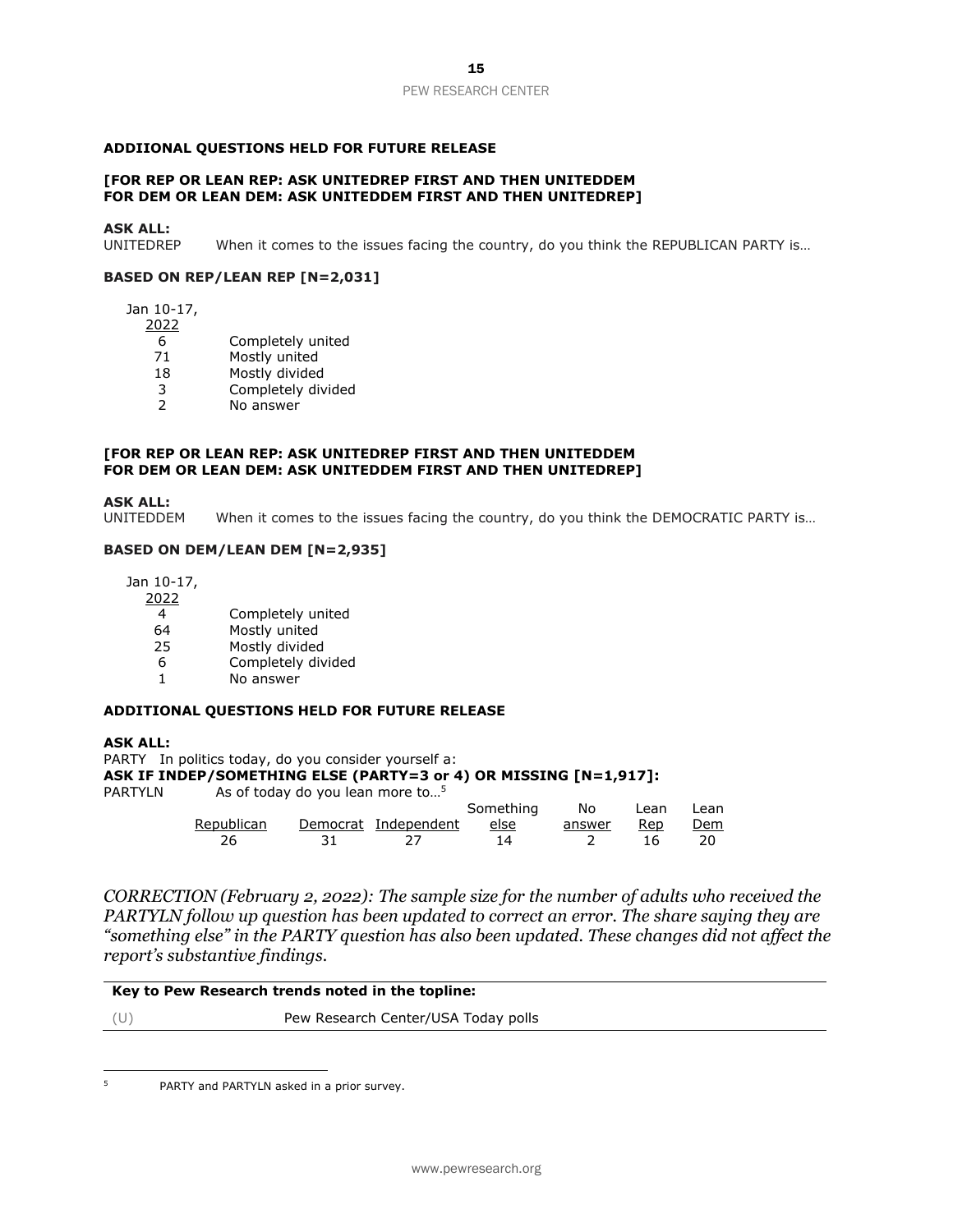**ADDIIONAL QUESTIONS HELD FOR FUTURE RELEASE**

**[FOR REP OR LEAN REP: ASK UNITEDREP FIRST AND THEN UNITEDDEM FOR DEM OR LEAN DEM: ASK UNITEDDEM FIRST AND THEN UNITEDREP]**

**ASK ALL:**
UNITEDREP When it comes to the issues facing the country, do you think the REPUBLICAN PARTY is…

**BASED ON REP/LEAN REP [N=2,031]**

| Jan 10-17, 2022 | |
|---|---|
| 6 | Completely united |
| 71 | Mostly united |
| 18 | Mostly divided |
| 3 | Completely divided |
| 2 | No answer |

**[FOR REP OR LEAN REP: ASK UNITEDREP FIRST AND THEN UNITEDDEM FOR DEM OR LEAN DEM: ASK UNITEDDEM FIRST AND THEN UNITEDREP]**

**ASK ALL:**
UNITEDDEM When it comes to the issues facing the country, do you think the DEMOCRATIC PARTY is…

**BASED ON DEM/LEAN DEM [N=2,935]**

| Jan 10-17, 2022 | |
|---|---|
| 4 | Completely united |
| 64 | Mostly united |
| 25 | Mostly divided |
| 6 | Completely divided |
| 1 | No answer |

**ADDITIONAL QUESTIONS HELD FOR FUTURE RELEASE**

**ASK ALL:**
PARTY In politics today, do you consider yourself a:
**ASK IF INDEP/SOMETHING ELSE (PARTY=3 or 4) OR MISSING [N=1,917]:**
PARTYLN As of today do you lean more to…[5]

| Republican | Democrat | Independent | Something else | No answer | Lean Rep | Lean Dem |
|---|---|---|---|---|---|---|
| 26 | 31 | 27 | 14 | 2 | 16 | 20 |

*CORRECTION (February 2, 2022): The sample size for the number of adults who received the PARTYLN follow up question has been updated to correct an error. The share saying they are "something else" in the PARTY question has also been updated. These changes did not affect the report's substantive findings.*

| **Key to Pew Research trends noted in the topline:** | |
|---|---|
| (U) | Pew Research Center/USA Today polls |

[5] PARTY and PARTYLN asked in a prior survey.